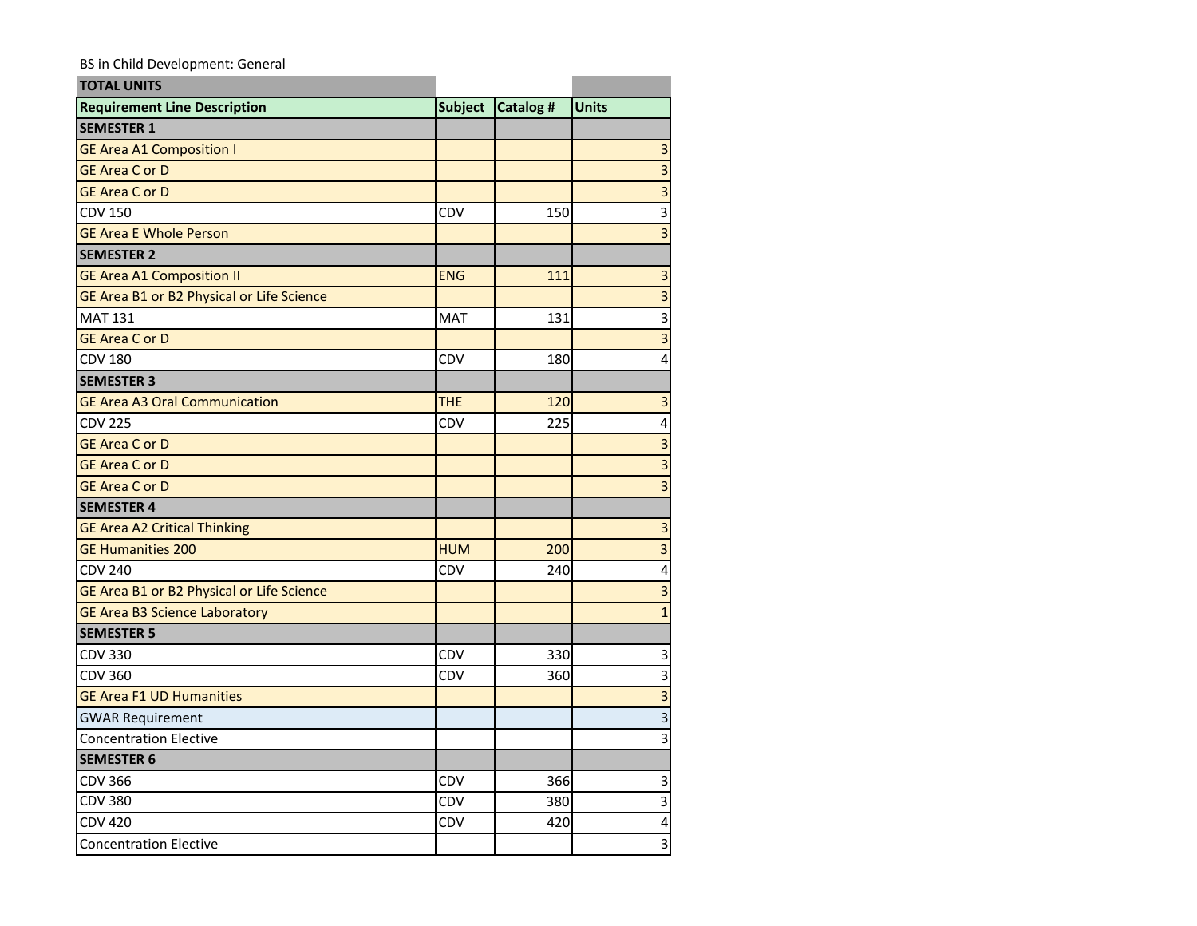BS in Child Development: General

| TOTAL UNITS | | | |
|---|---|---|---|
| **Requirement Line Description** | **Subject** | **Catalog #** | **Units** |
| **SEMESTER 1** | | | |
| GE Area A1 Composition I | | | 3 |
| GE Area C or D | | | 3 |
| GE Area C or D | | | 3 |
| CDV 150 | CDV | 150 | 3 |
| GE Area E Whole Person | | | 3 |
| **SEMESTER 2** | | | |
| GE Area A1 Composition II | ENG | 111 | 3 |
| GE Area B1 or B2 Physical or Life Science | | | 3 |
| MAT 131 | MAT | 131 | 3 |
| GE Area C or D | | | 3 |
| CDV 180 | CDV | 180 | 4 |
| **SEMESTER 3** | | | |
| GE Area A3 Oral Communication | THE | 120 | 3 |
| CDV 225 | CDV | 225 | 4 |
| GE Area C or D | | | 3 |
| GE Area C or D | | | 3 |
| GE Area C or D | | | 3 |
| **SEMESTER 4** | | | |
| GE Area A2 Critical Thinking | | | 3 |
| GE Humanities 200 | HUM | 200 | 3 |
| CDV 240 | CDV | 240 | 4 |
| GE Area B1 or B2 Physical or Life Science | | | 3 |
| GE Area B3 Science Laboratory | | | 1 |
| **SEMESTER 5** | | | |
| CDV 330 | CDV | 330 | 3 |
| CDV 360 | CDV | 360 | 3 |
| GE Area F1 UD Humanities | | | 3 |
| GWAR Requirement | | | 3 |
| Concentration Elective | | | 3 |
| **SEMESTER 6** | | | |
| CDV 366 | CDV | 366 | 3 |
| CDV 380 | CDV | 380 | 3 |
| CDV 420 | CDV | 420 | 4 |
| Concentration Elective | | | 3 |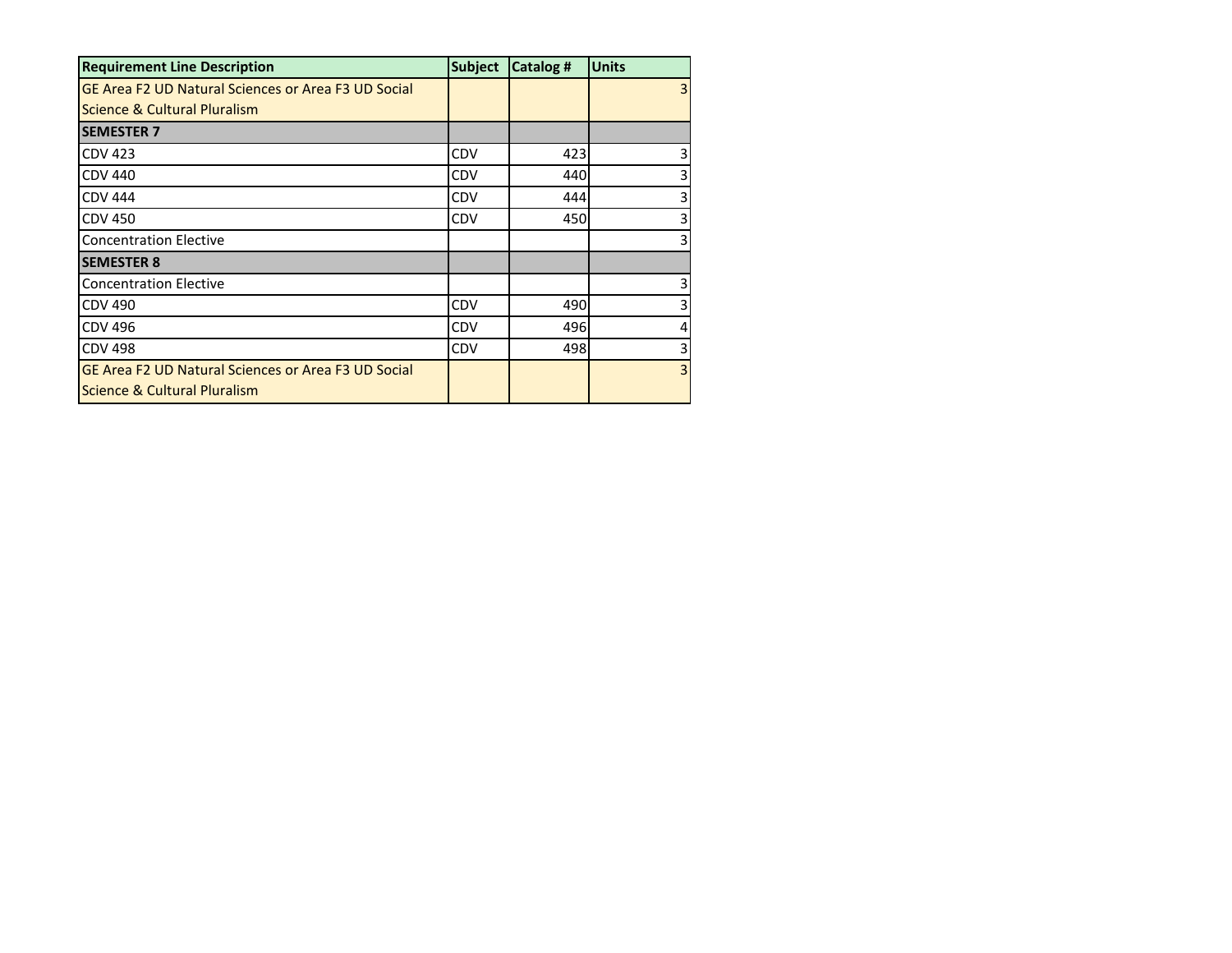| Requirement Line Description | Subject | Catalog # | Units |
| --- | --- | --- | --- |
| GE Area F2 UD Natural Sciences or Area F3 UD Social Science & Cultural Pluralism | | | 3 |
| **SEMESTER 7** | | | |
| CDV 423 | CDV | 423 | 3 |
| CDV 440 | CDV | 440 | 3 |
| CDV 444 | CDV | 444 | 3 |
| CDV 450 | CDV | 450 | 3 |
| Concentration Elective | | | 3 |
| **SEMESTER 8** | | | |
| Concentration Elective | | | 3 |
| CDV 490 | CDV | 490 | 3 |
| CDV 496 | CDV | 496 | 4 |
| CDV 498 | CDV | 498 | 3 |
| GE Area F2 UD Natural Sciences or Area F3 UD Social Science & Cultural Pluralism | | | 3 |